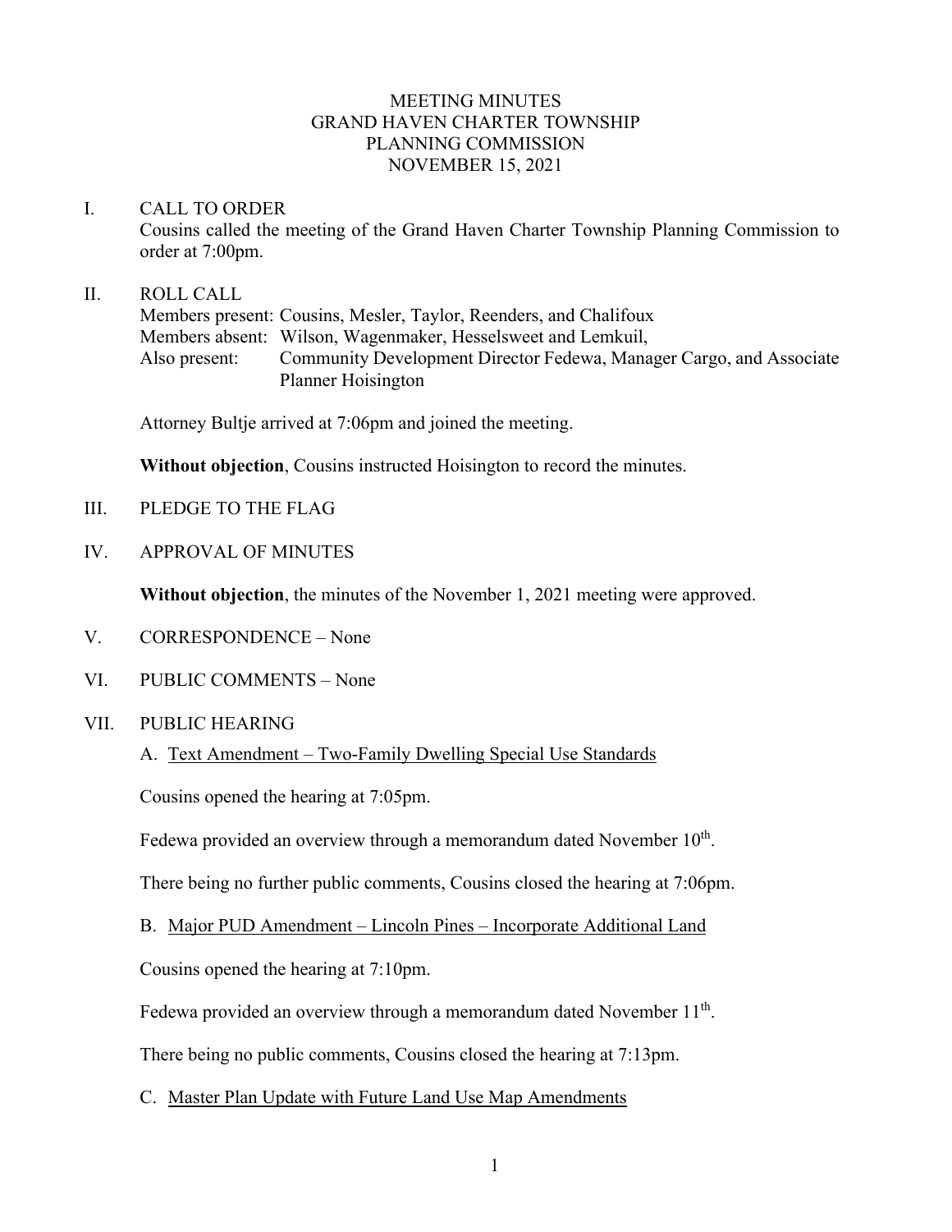# MEETING MINUTES
## GRAND HAVEN CHARTER TOWNSHIP
## PLANNING COMMISSION
## NOVEMBER 15, 2021

I. CALL TO ORDER

Cousins called the meeting of the Grand Haven Charter Township Planning Commission to order at 7:00pm.

II. ROLL CALL

Members present: Cousins, Mesler, Taylor, Reenders, and Chalifoux
Members absent: Wilson, Wagenmaker, Hesselsweet and Lemkuil,
Also present: Community Development Director Fedewa, Manager Cargo, and Associate Planner Hoisington

Attorney Bultje arrived at 7:06pm and joined the meeting.

**Without objection**, Cousins instructed Hoisington to record the minutes.

III. PLEDGE TO THE FLAG

IV. APPROVAL OF MINUTES

**Without objection**, the minutes of the November 1, 2021 meeting were approved.

V. CORRESPONDENCE – None

VI. PUBLIC COMMENTS – None

VII. PUBLIC HEARING

A. Text Amendment – Two-Family Dwelling Special Use Standards

Cousins opened the hearing at 7:05pm.

Fedewa provided an overview through a memorandum dated November 10th.

There being no further public comments, Cousins closed the hearing at 7:06pm.

B. Major PUD Amendment – Lincoln Pines – Incorporate Additional Land

Cousins opened the hearing at 7:10pm.

Fedewa provided an overview through a memorandum dated November 11th.

There being no public comments, Cousins closed the hearing at 7:13pm.

C. Master Plan Update with Future Land Use Map Amendments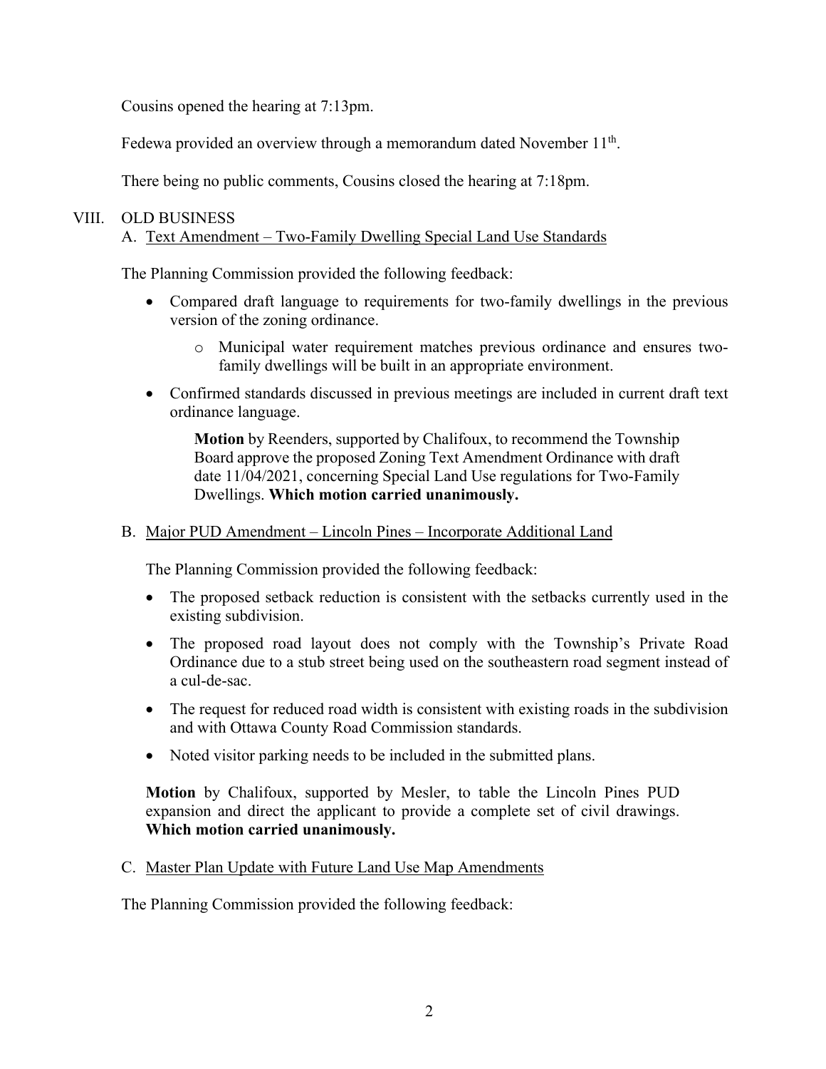Cousins opened the hearing at 7:13pm.

Fedewa provided an overview through a memorandum dated November 11th.

There being no public comments, Cousins closed the hearing at 7:18pm.

VIII. OLD BUSINESS

A. Text Amendment – Two-Family Dwelling Special Land Use Standards

The Planning Commission provided the following feedback:

- Compared draft language to requirements for two-family dwellings in the previous version of the zoning ordinance.
  - Municipal water requirement matches previous ordinance and ensures two-family dwellings will be built in an appropriate environment.
- Confirmed standards discussed in previous meetings are included in current draft text ordinance language.

**Motion** by Reenders, supported by Chalifoux, to recommend the Township Board approve the proposed Zoning Text Amendment Ordinance with draft date 11/04/2021, concerning Special Land Use regulations for Two-Family Dwellings. **Which motion carried unanimously.**

B. Major PUD Amendment – Lincoln Pines – Incorporate Additional Land

The Planning Commission provided the following feedback:

- The proposed setback reduction is consistent with the setbacks currently used in the existing subdivision.
- The proposed road layout does not comply with the Township's Private Road Ordinance due to a stub street being used on the southeastern road segment instead of a cul-de-sac.
- The request for reduced road width is consistent with existing roads in the subdivision and with Ottawa County Road Commission standards.
- Noted visitor parking needs to be included in the submitted plans.

**Motion** by Chalifoux, supported by Mesler, to table the Lincoln Pines PUD expansion and direct the applicant to provide a complete set of civil drawings. **Which motion carried unanimously.**

C. Master Plan Update with Future Land Use Map Amendments

The Planning Commission provided the following feedback: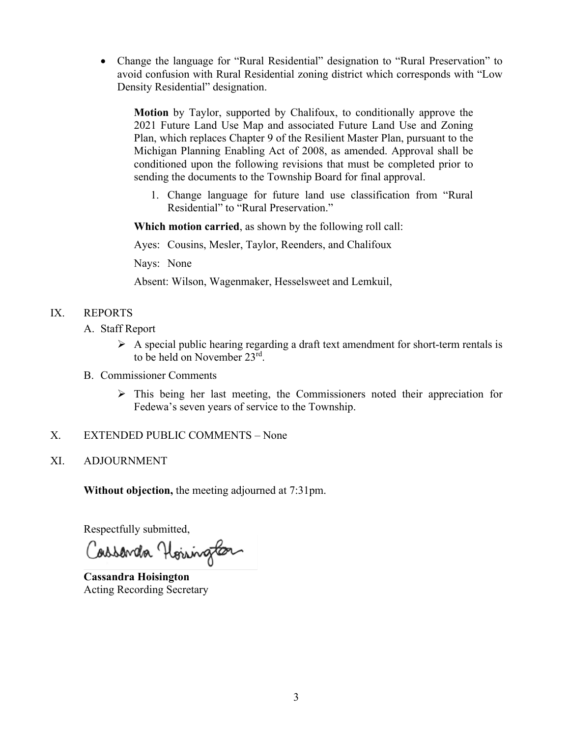- Change the language for "Rural Residential" designation to "Rural Preservation" to avoid confusion with Rural Residential zoning district which corresponds with "Low Density Residential" designation.

**Motion** by Taylor, supported by Chalifoux, to conditionally approve the 2021 Future Land Use Map and associated Future Land Use and Zoning Plan, which replaces Chapter 9 of the Resilient Master Plan, pursuant to the Michigan Planning Enabling Act of 2008, as amended. Approval shall be conditioned upon the following revisions that must be completed prior to sending the documents to the Township Board for final approval.

1. Change language for future land use classification from "Rural Residential" to "Rural Preservation."

**Which motion carried**, as shown by the following roll call:

Ayes: Cousins, Mesler, Taylor, Reenders, and Chalifoux

Nays: None

Absent: Wilson, Wagenmaker, Hesselsweet and Lemkuil,

## IX. REPORTS

A. Staff Report

- A special public hearing regarding a draft text amendment for short-term rentals is to be held on November 23rd.

B. Commissioner Comments

- This being her last meeting, the Commissioners noted their appreciation for Fedewa's seven years of service to the Township.

## X. EXTENDED PUBLIC COMMENTS – None

## XI. ADJOURNMENT

**Without objection,** the meeting adjourned at 7:31pm.

Respectfully submitted,

Cassandra Hoisington

**Cassandra Hoisington**
Acting Recording Secretary